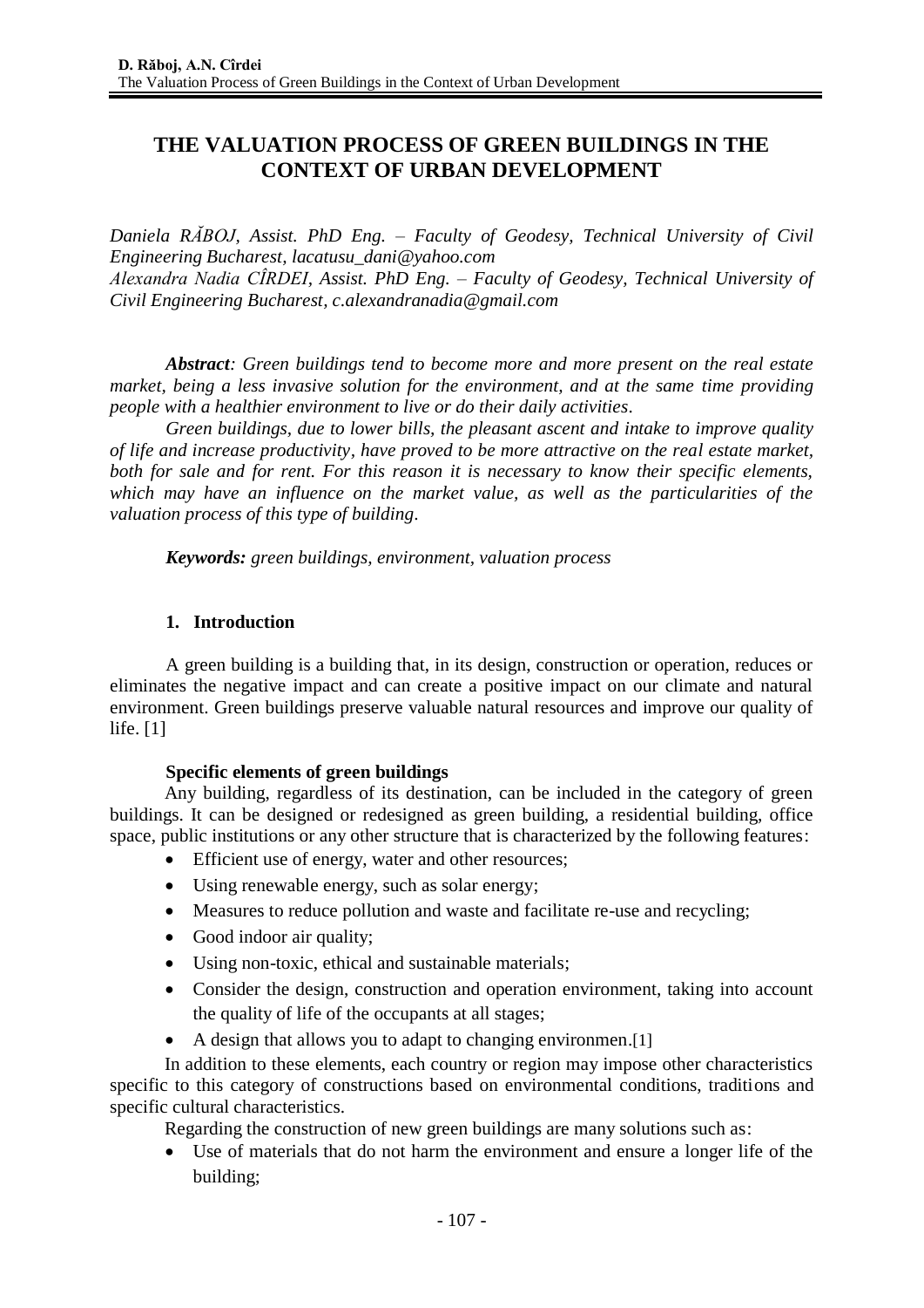# THE VALUATION PROCESS OF GREEN BUILDINGS IN THE CONTEXT OF URBAN DEVELOPMENT

*Daniela RĂBOJ, Assist. PhD Eng. – Faculty of Geodesy, Technical University of Civil Engineering Bucharest, lacatusu_dani@yahoo.com*
*Alexandra Nadia CÎRDEI, Assist. PhD Eng. – Faculty of Geodesy, Technical University of Civil Engineering Bucharest, c.alexandranadia@gmail.com*

***Abstract**: Green buildings tend to become more and more present on the real estate market, being a less invasive solution for the environment, and at the same time providing people with a healthier environment to live or do their daily activities.*

*Green buildings, due to lower bills, the pleasant ascent and intake to improve quality of life and increase productivity, have proved to be more attractive on the real estate market, both for sale and for rent. For this reason it is necessary to know their specific elements, which may have an influence on the market value, as well as the particularities of the valuation process of this type of building.*

***Keywords:** green buildings, environment, valuation process*

## 1. Introduction

A green building is a building that, in its design, construction or operation, reduces or eliminates the negative impact and can create a positive impact on our climate and natural environment. Green buildings preserve valuable natural resources and improve our quality of life. [1]

### Specific elements of green buildings

Any building, regardless of its destination, can be included in the category of green buildings. It can be designed or redesigned as green building, a residential building, office space, public institutions or any other structure that is characterized by the following features:

- Efficient use of energy, water and other resources;
- Using renewable energy, such as solar energy;
- Measures to reduce pollution and waste and facilitate re-use and recycling;
- Good indoor air quality;
- Using non-toxic, ethical and sustainable materials;
- Consider the design, construction and operation environment, taking into account the quality of life of the occupants at all stages;
- A design that allows you to adapt to changing environmen.[1]

In addition to these elements, each country or region may impose other characteristics specific to this category of constructions based on environmental conditions, traditions and specific cultural characteristics.

Regarding the construction of new green buildings are many solutions such as:

- Use of materials that do not harm the environment and ensure a longer life of the building;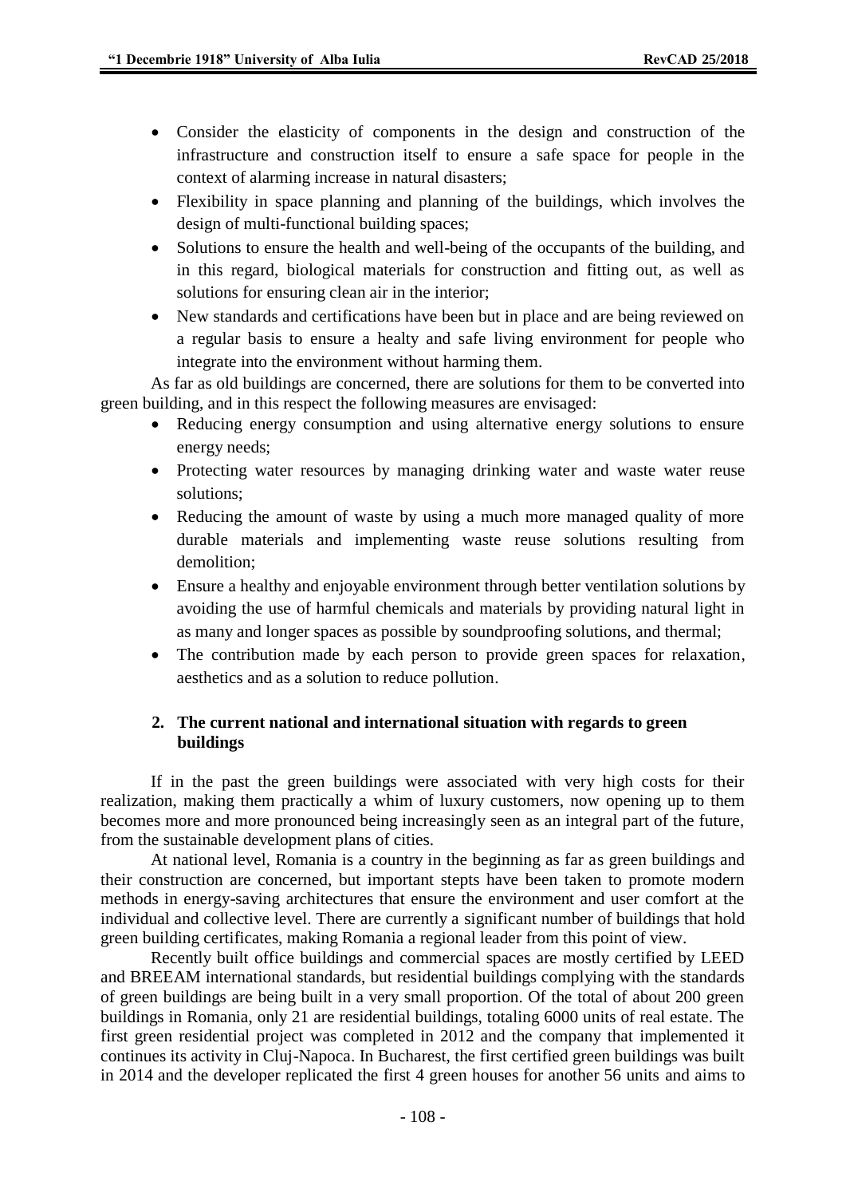- Consider the elasticity of components in the design and construction of the infrastructure and construction itself to ensure a safe space for people in the context of alarming increase in natural disasters;
- Flexibility in space planning and planning of the buildings, which involves the design of multi-functional building spaces;
- Solutions to ensure the health and well-being of the occupants of the building, and in this regard, biological materials for construction and fitting out, as well as solutions for ensuring clean air in the interior;
- New standards and certifications have been but in place and are being reviewed on a regular basis to ensure a healty and safe living environment for people who integrate into the environment without harming them.

As far as old buildings are concerned, there are solutions for them to be converted into green building, and in this respect the following measures are envisaged:

- Reducing energy consumption and using alternative energy solutions to ensure energy needs;
- Protecting water resources by managing drinking water and waste water reuse solutions;
- Reducing the amount of waste by using a much more managed quality of more durable materials and implementing waste reuse solutions resulting from demolition;
- Ensure a healthy and enjoyable environment through better ventilation solutions by avoiding the use of harmful chemicals and materials by providing natural light in as many and longer spaces as possible by soundproofing solutions, and thermal;
- The contribution made by each person to provide green spaces for relaxation, aesthetics and as a solution to reduce pollution.

## 2. The current national and international situation with regards to green buildings

If in the past the green buildings were associated with very high costs for their realization, making them practically a whim of luxury customers, now opening up to them becomes more and more pronounced being increasingly seen as an integral part of the future, from the sustainable development plans of cities.

At national level, Romania is a country in the beginning as far as green buildings and their construction are concerned, but important stepts have been taken to promote modern methods in energy-saving architectures that ensure the environment and user comfort at the individual and collective level. There are currently a significant number of buildings that hold green building certificates, making Romania a regional leader from this point of view.

Recently built office buildings and commercial spaces are mostly certified by LEED and BREEAM international standards, but residential buildings complying with the standards of green buildings are being built in a very small proportion. Of the total of about 200 green buildings in Romania, only 21 are residential buildings, totaling 6000 units of real estate. The first green residential project was completed in 2012 and the company that implemented it continues its activity in Cluj-Napoca. In Bucharest, the first certified green buildings was built in 2014 and the developer replicated the first 4 green houses for another 56 units and aims to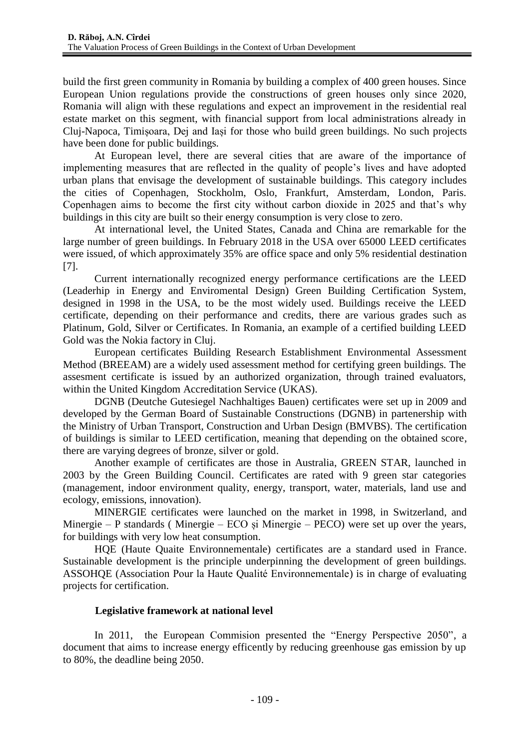build the first green community in Romania by building a complex of 400 green houses. Since European Union regulations provide the constructions of green houses only since 2020, Romania will align with these regulations and expect an improvement in the residential real estate market on this segment, with financial support from local administrations already in Cluj-Napoca, Timișoara, Dej and Iași for those who build green buildings. No such projects have been done for public buildings.

At European level, there are several cities that are aware of the importance of implementing measures that are reflected in the quality of people's lives and have adopted urban plans that envisage the development of sustainable buildings. This category includes the cities of Copenhagen, Stockholm, Oslo, Frankfurt, Amsterdam, London, Paris. Copenhagen aims to become the first city without carbon dioxide in 2025 and that's why buildings in this city are built so their energy consumption is very close to zero.

At international level, the United States, Canada and China are remarkable for the large number of green buildings. In February 2018 in the USA over 65000 LEED certificates were issued, of which approximately 35% are office space and only 5% residential destination [7].

Current internationally recognized energy performance certifications are the LEED (Leaderhip in Energy and Enviromental Design) Green Building Certification System, designed in 1998 in the USA, to be the most widely used. Buildings receive the LEED certificate, depending on their performance and credits, there are various grades such as Platinum, Gold, Silver or Certificates. In Romania, an example of a certified building LEED Gold was the Nokia factory in Cluj.

European certificates Building Research Establishment Environmental Assessment Method (BREEAM) are a widely used assessment method for certifying green buildings. The assesment certificate is issued by an authorized organization, through trained evaluators, within the United Kingdom Accreditation Service (UKAS).

DGNB (Deutche Gutesiegel Nachhaltiges Bauen) certificates were set up in 2009 and developed by the German Board of Sustainable Constructions (DGNB) in partenership with the Ministry of Urban Transport, Construction and Urban Design (BMVBS). The certification of buildings is similar to LEED certification, meaning that depending on the obtained score, there are varying degrees of bronze, silver or gold.

Another example of certificates are those in Australia, GREEN STAR, launched in 2003 by the Green Building Council. Certificates are rated with 9 green star categories (management, indoor environment quality, energy, transport, water, materials, land use and ecology, emissions, innovation).

MINERGIE certificates were launched on the market in 1998, in Switzerland, and Minergie – P standards ( Minergie – ECO și Minergie – PECO) were set up over the years, for buildings with very low heat consumption.

HQE (Haute Quaite Environnementale) certificates are a standard used in France. Sustainable development is the principle underpinning the development of green buildings. ASSOHQE (Association Pour la Haute Qualité Environnementale) is in charge of evaluating projects for certification.

### Legislative framework at national level

In 2011, the European Commision presented the "Energy Perspective 2050", a document that aims to increase energy efficently by reducing greenhouse gas emission by up to 80%, the deadline being 2050.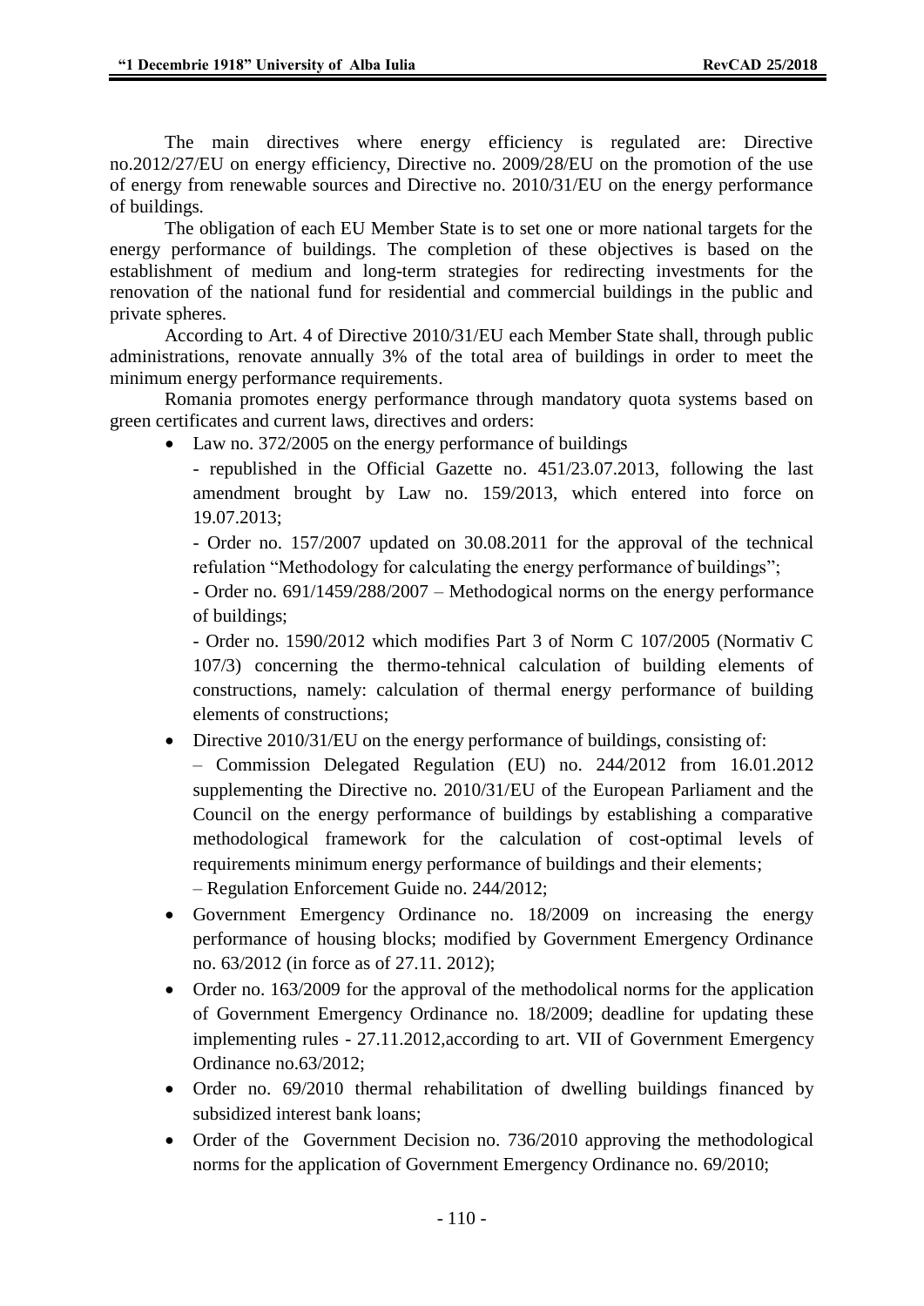The main directives where energy efficiency is regulated are: Directive no.2012/27/EU on energy efficiency, Directive no. 2009/28/EU on the promotion of the use of energy from renewable sources and Directive no. 2010/31/EU on the energy performance of buildings.

The obligation of each EU Member State is to set one or more national targets for the energy performance of buildings. The completion of these objectives is based on the establishment of medium and long-term strategies for redirecting investments for the renovation of the national fund for residential and commercial buildings in the public and private spheres.

According to Art. 4 of Directive 2010/31/EU each Member State shall, through public administrations, renovate annually 3% of the total area of buildings in order to meet the minimum energy performance requirements.

Romania promotes energy performance through mandatory quota systems based on green certificates and current laws, directives and orders:

- Law no. 372/2005 on the energy performance of buildings

  - republished in the Official Gazette no. 451/23.07.2013, following the last amendment brought by Law no. 159/2013, which entered into force on 19.07.2013;

  - Order no. 157/2007 updated on 30.08.2011 for the approval of the technical refulation "Methodology for calculating the energy performance of buildings";

  - Order no. 691/1459/288/2007 – Methodological norms on the energy performance of buildings;

  - Order no. 1590/2012 which modifies Part 3 of Norm C 107/2005 (Normativ C 107/3) concerning the thermo-tehnical calculation of building elements of constructions, namely: calculation of thermal energy performance of building elements of constructions;

- Directive 2010/31/EU on the energy performance of buildings, consisting of:

  – Commission Delegated Regulation (EU) no. 244/2012 from 16.01.2012 supplementing the Directive no. 2010/31/EU of the European Parliament and the Council on the energy performance of buildings by establishing a comparative methodological framework for the calculation of cost-optimal levels of requirements minimum energy performance of buildings and their elements;

  – Regulation Enforcement Guide no. 244/2012;

- Government Emergency Ordinance no. 18/2009 on increasing the energy performance of housing blocks; modified by Government Emergency Ordinance no. 63/2012 (in force as of 27.11. 2012);
- Order no. 163/2009 for the approval of the methodolical norms for the application of Government Emergency Ordinance no. 18/2009; deadline for updating these implementing rules - 27.11.2012,according to art. VII of Government Emergency Ordinance no.63/2012;
- Order no. 69/2010 thermal rehabilitation of dwelling buildings financed by subsidized interest bank loans;
- Order of the Government Decision no. 736/2010 approving the methodological norms for the application of Government Emergency Ordinance no. 69/2010;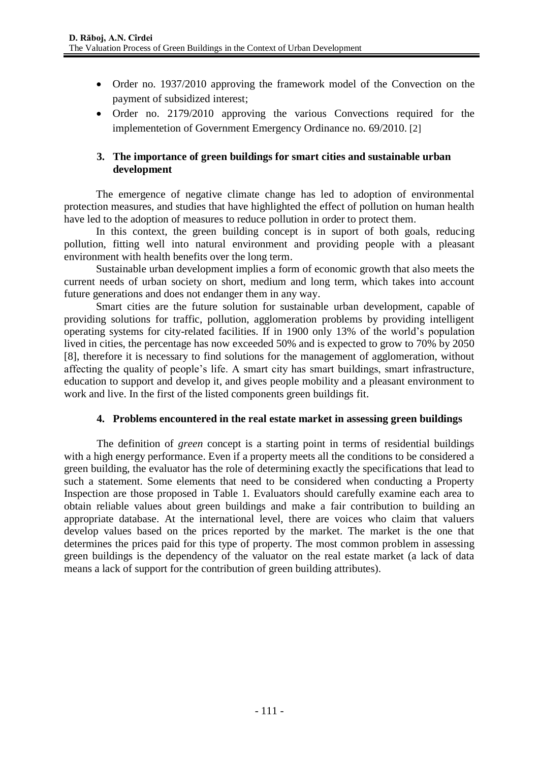- Order no. 1937/2010 approving the framework model of the Convection on the payment of subsidized interest;
- Order no. 2179/2010 approving the various Convections required for the implementetion of Government Emergency Ordinance no. 69/2010. [2]

## 3. The importance of green buildings for smart cities and sustainable urban development

The emergence of negative climate change has led to adoption of environmental protection measures, and studies that have highlighted the effect of pollution on human health have led to the adoption of measures to reduce pollution in order to protect them.

In this context, the green building concept is in suport of both goals, reducing pollution, fitting well into natural environment and providing people with a pleasant environment with health benefits over the long term.

Sustainable urban development implies a form of economic growth that also meets the current needs of urban society on short, medium and long term, which takes into account future generations and does not endanger them in any way.

Smart cities are the future solution for sustainable urban development, capable of providing solutions for traffic, pollution, agglomeration problems by providing intelligent operating systems for city-related facilities. If in 1900 only 13% of the world's population lived in cities, the percentage has now exceeded 50% and is expected to grow to 70% by 2050 [8], therefore it is necessary to find solutions for the management of agglomeration, without affecting the quality of people's life. A smart city has smart buildings, smart infrastructure, education to support and develop it, and gives people mobility and a pleasant environment to work and live. In the first of the listed components green buildings fit.

## 4. Problems encountered in the real estate market in assessing green buildings

The definition of *green* concept is a starting point in terms of residential buildings with a high energy performance. Even if a property meets all the conditions to be considered a green building, the evaluator has the role of determining exactly the specifications that lead to such a statement. Some elements that need to be considered when conducting a Property Inspection are those proposed in Table 1. Evaluators should carefully examine each area to obtain reliable values about green buildings and make a fair contribution to building an appropriate database. At the international level, there are voices who claim that valuers develop values based on the prices reported by the market. The market is the one that determines the prices paid for this type of property. The most common problem in assessing green buildings is the dependency of the valuator on the real estate market (a lack of data means a lack of support for the contribution of green building attributes).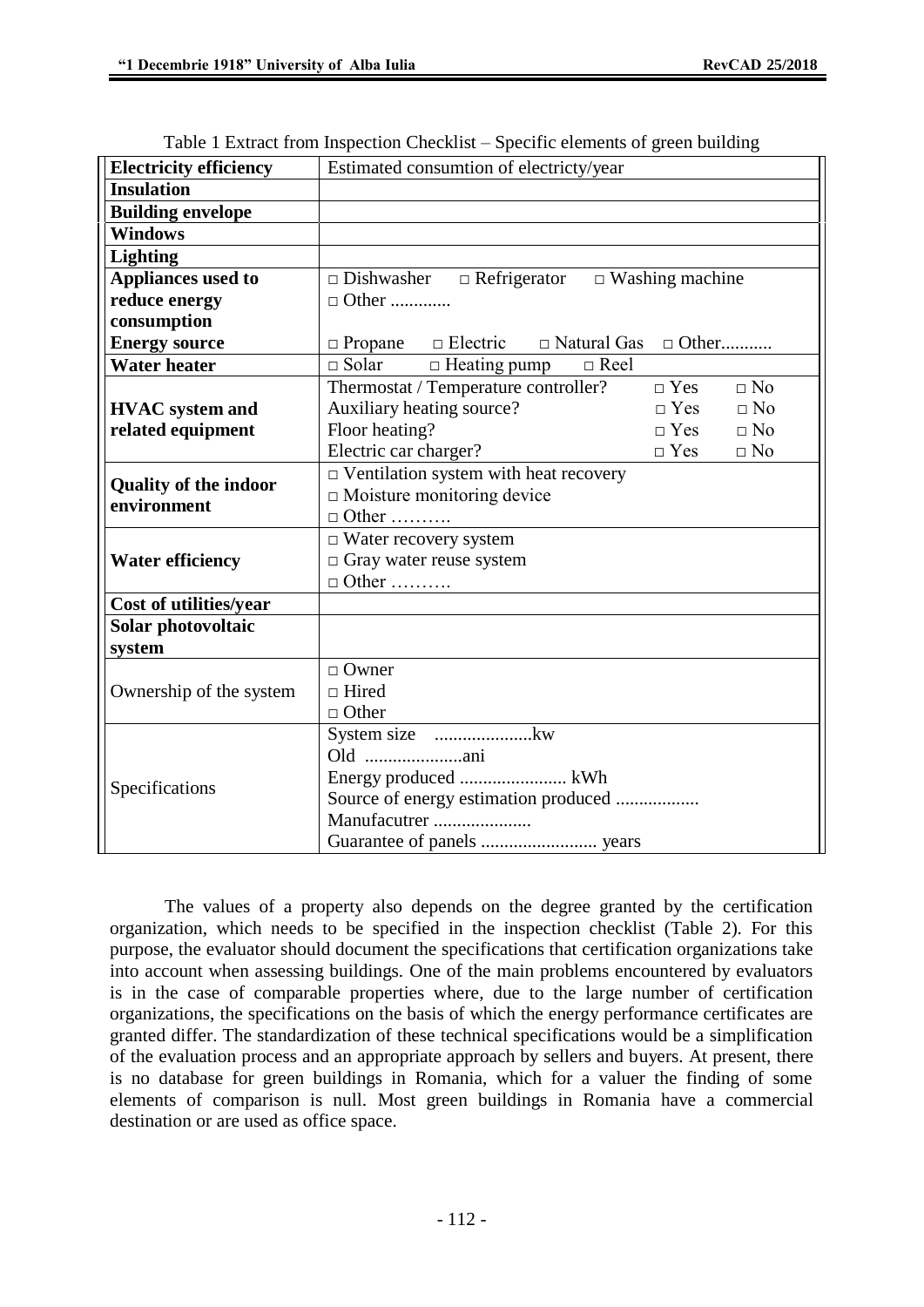Table 1 Extract from Inspection Checklist – Specific elements of green building

| | |
|---|---|
| **Electricity efficiency** | Estimated consumtion of electricty/year |
| **Insulation** | |
| **Building envelope** | |
| **Windows** | |
| **Lighting** | |
| **Appliances used to reduce energy consumption** | □ Dishwasher □ Refrigerator □ Washing machine<br>□ Other ............. |
| **Energy source** | □ Propane □ Electric □ Natural Gas □ Other........... |
| **Water heater** | □ Solar □ Heating pump □ Reel |
| **HVAC system and related equipment** | Thermostat / Temperature controller? □ Yes □ No<br>Auxiliary heating source? □ Yes □ No<br>Floor heating? □ Yes □ No<br>Electric car charger? □ Yes □ No |
| **Quality of the indoor environment** | □ Ventilation system with heat recovery<br>□ Moisture monitoring device<br>□ Other ………. |
| **Water efficiency** | □ Water recovery system<br>□ Gray water reuse system<br>□ Other ………. |
| **Cost of utilities/year** | |
| **Solar photovoltaic system** | |
| Ownership of the system | □ Owner<br>□ Hired<br>□ Other |
| Specifications | System size .....................kw<br>Old .....................ani<br>Energy produced ....................... kWh<br>Source of energy estimation produced ..................<br>Manufacutrer .....................<br>Guarantee of panels ......................... years |

The values of a property also depends on the degree granted by the certification organization, which needs to be specified in the inspection checklist (Table 2). For this purpose, the evaluator should document the specifications that certification organizations take into account when assessing buildings. One of the main problems encountered by evaluators is in the case of comparable properties where, due to the large number of certification organizations, the specifications on the basis of which the energy performance certificates are granted differ. The standardization of these technical specifications would be a simplification of the evaluation process and an appropriate approach by sellers and buyers. At present, there is no database for green buildings in Romania, which for a valuer the finding of some elements of comparison is null. Most green buildings in Romania have a commercial destination or are used as office space.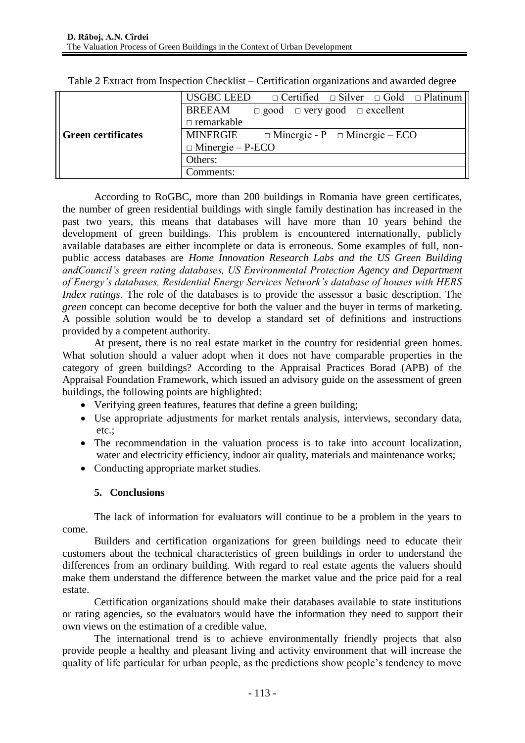Table 2 Extract from Inspection Checklist – Certification organizations and awarded degree

| | |
|---|---|
| **Green certificates** | USGBC LEED □ Certified □ Silver □ Gold □ Platinum |
| | BREEAM □ good □ very good □ excellent □ remarkable |
| | MINERGIE □ Minergie - P □ Minergie – ECO □ Minergie – P-ECO |
| | Others: |
| | Comments: |

According to RoGBC, more than 200 buildings in Romania have green certificates, the number of green residential buildings with single family destination has increased in the past two years, this means that databases will have more than 10 years behind the development of green buildings. This problem is encountered internationally, publicly available databases are either incomplete or data is erroneous. Some examples of full, non-public access databases are *Home Innovation Research Labs and the US Green Building andCouncil's green rating databases, US Environmental Protection Agency and Department of Energy's databases, Residential Energy Services Network's database of houses with HERS Index ratings*. The role of the databases is to provide the assessor a basic description. The *green* concept can become deceptive for both the valuer and the buyer in terms of marketing. A possible solution would be to develop a standard set of definitions and instructions provided by a competent authority.

At present, there is no real estate market in the country for residential green homes. What solution should a valuer adopt when it does not have comparable properties in the category of green buildings? According to the Appraisal Practices Borad (APB) of the Appraisal Foundation Framework, which issued an advisory guide on the assessment of green buildings, the following points are highlighted:

- Verifying green features, features that define a green building;
- Use appropriate adjustments for market rentals analysis, interviews, secondary data, etc.;
- The recommendation in the valuation process is to take into account localization, water and electricity efficiency, indoor air quality, materials and maintenance works;
- Conducting appropriate market studies.

## 5. Conclusions

The lack of information for evaluators will continue to be a problem in the years to come.

Builders and certification organizations for green buildings need to educate their customers about the technical characteristics of green buildings in order to understand the differences from an ordinary building. With regard to real estate agents the valuers should make them understand the difference between the market value and the price paid for a real estate.

Certification organizations should make their databases available to state institutions or rating agencies, so the evaluators would have the information they need to support their own views on the estimation of a credible value.

The international trend is to achieve environmentally friendly projects that also provide people a healthy and pleasant living and activity environment that will increase the quality of life particular for urban people, as the predictions show people's tendency to move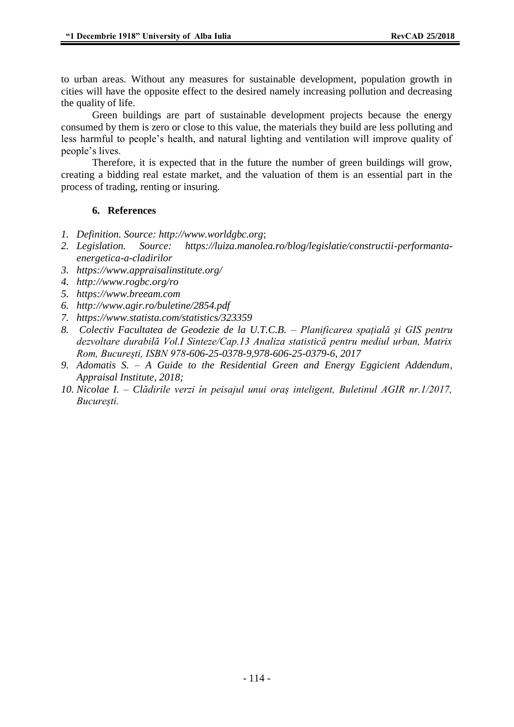to urban areas. Without any measures for sustainable development, population growth in cities will have the opposite effect to the desired namely increasing pollution and decreasing the quality of life.

Green buildings are part of sustainable development projects because the energy consumed by them is zero or close to this value, the materials they build are less polluting and less harmful to people's health, and natural lighting and ventilation will improve quality of people's lives.

Therefore, it is expected that in the future the number of green buildings will grow, creating a bidding real estate market, and the valuation of them is an essential part in the process of trading, renting or insuring.

## 6. References

1. *Definition. Source: http://www.worldgbc.org*;
2. *Legislation. Source: https://luiza.manolea.ro/blog/legislatie/constructii-performanta-energetica-a-cladirilor*
3. *https://www.appraisalinstitute.org/*
4. *http://www.rogbc.org/ro*
5. *https://www.breeam.com*
6. *http://www.agir.ro/buletine/2854.pdf*
7. *https://www.statista.com/statistics/323359*
8. *Colectiv Facultatea de Geodezie de la U.T.C.B. – Planificarea spațială și GIS pentru dezvoltare durabilă Vol.I Sinteze/Cap.13 Analiza statistică pentru mediul urban, Matrix Rom, București, ISBN 978-606-25-0378-9,978-606-25-0379-6, 2017*
9. *Adomatis S. – A Guide to the Residential Green and Energy Eggicient Addendum, Appraisal Institute, 2018;*
10. *Nicolae I. – Clădirile verzi în peisajul unui oraș inteligent, Buletinul AGIR nr.1/2017, București.*